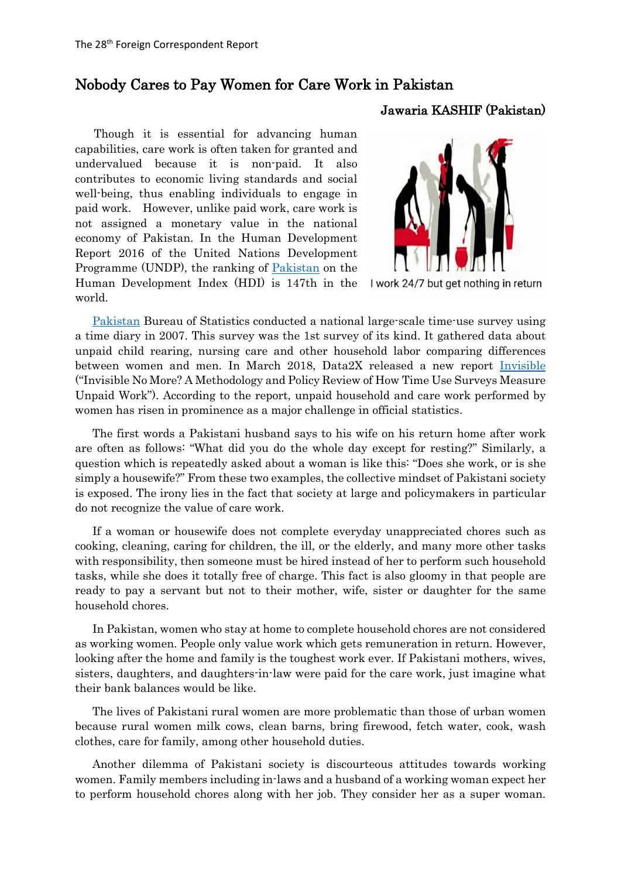# Nobody Cares to Pay Women for Care Work in Pakistan

**Jawaria KASHIF (Pakistan)**

Though it is essential for advancing human capabilities, care work is often taken for granted and undervalued because it is non-paid. It also contributes to economic living standards and social well-being, thus enabling individuals to engage in paid work. However, unlike paid work, care work is not assigned a monetary value in the national economy of Pakistan. In the Human Development Report 2016 of the United Nations Development Programme (UNDP), the ranking of Pakistan on the Human Development Index (HDI) is 147th in the world.

I work 24/7 but get nothing in return

Pakistan Bureau of Statistics conducted a national large-scale time-use survey using a time diary in 2007. This survey was the 1st survey of its kind. It gathered data about unpaid child rearing, nursing care and other household labor comparing differences between women and men. In March 2018, Data2X released a new report Invisible ("Invisible No More? A Methodology and Policy Review of How Time Use Surveys Measure Unpaid Work"). According to the report, unpaid household and care work performed by women has risen in prominence as a major challenge in official statistics.

The first words a Pakistani husband says to his wife on his return home after work are often as follows: "What did you do the whole day except for resting?" Similarly, a question which is repeatedly asked about a woman is like this: "Does she work, or is she simply a housewife?" From these two examples, the collective mindset of Pakistani society is exposed. The irony lies in the fact that society at large and policymakers in particular do not recognize the value of care work.

If a woman or housewife does not complete everyday unappreciated chores such as cooking, cleaning, caring for children, the ill, or the elderly, and many more other tasks with responsibility, then someone must be hired instead of her to perform such household tasks, while she does it totally free of charge. This fact is also gloomy in that people are ready to pay a servant but not to their mother, wife, sister or daughter for the same household chores.

In Pakistan, women who stay at home to complete household chores are not considered as working women. People only value work which gets remuneration in return. However, looking after the home and family is the toughest work ever. If Pakistani mothers, wives, sisters, daughters, and daughters-in-law were paid for the care work, just imagine what their bank balances would be like.

The lives of Pakistani rural women are more problematic than those of urban women because rural women milk cows, clean barns, bring firewood, fetch water, cook, wash clothes, care for family, among other household duties.

Another dilemma of Pakistani society is discourteous attitudes towards working women. Family members including in-laws and a husband of a working woman expect her to perform household chores along with her job. They consider her as a super woman.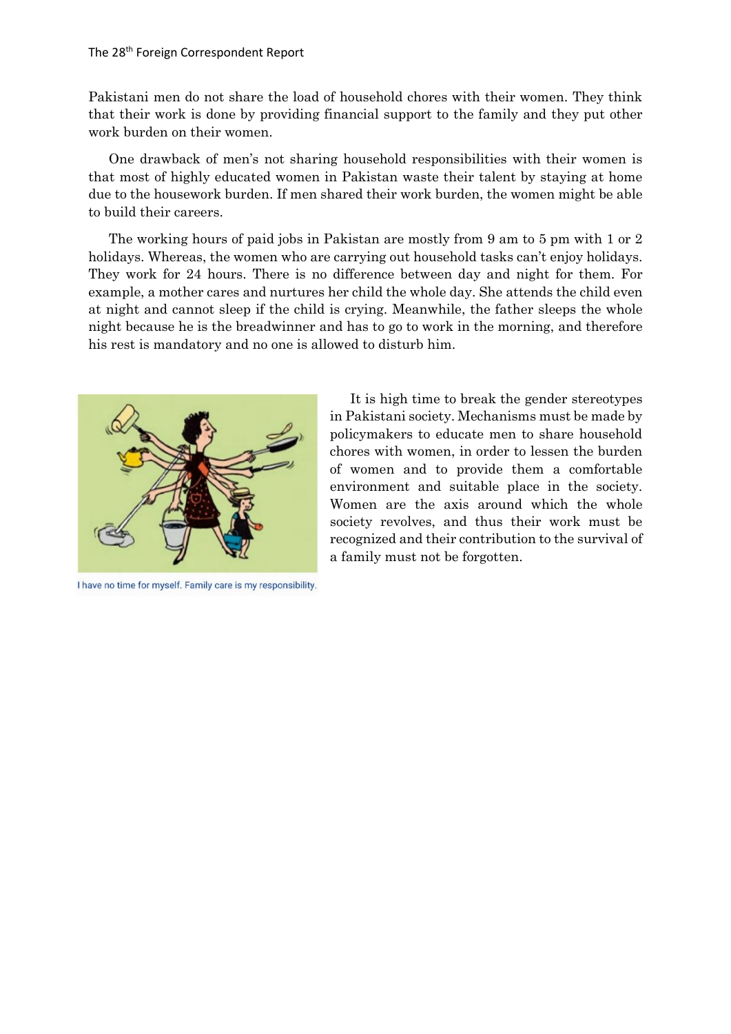Pakistani men do not share the load of household chores with their women. They think that their work is done by providing financial support to the family and they put other work burden on their women.

One drawback of men's not sharing household responsibilities with their women is that most of highly educated women in Pakistan waste their talent by staying at home due to the housework burden. If men shared their work burden, the women might be able to build their careers.

The working hours of paid jobs in Pakistan are mostly from 9 am to 5 pm with 1 or 2 holidays. Whereas, the women who are carrying out household tasks can't enjoy holidays. They work for 24 hours. There is no difference between day and night for them. For example, a mother cares and nurtures her child the whole day. She attends the child even at night and cannot sleep if the child is crying. Meanwhile, the father sleeps the whole night because he is the breadwinner and has to go to work in the morning, and therefore his rest is mandatory and no one is allowed to disturb him.

I have no time for myself. Family care is my responsibility.

It is high time to break the gender stereotypes in Pakistani society. Mechanisms must be made by policymakers to educate men to share household chores with women, in order to lessen the burden of women and to provide them a comfortable environment and suitable place in the society. Women are the axis around which the whole society revolves, and thus their work must be recognized and their contribution to the survival of a family must not be forgotten.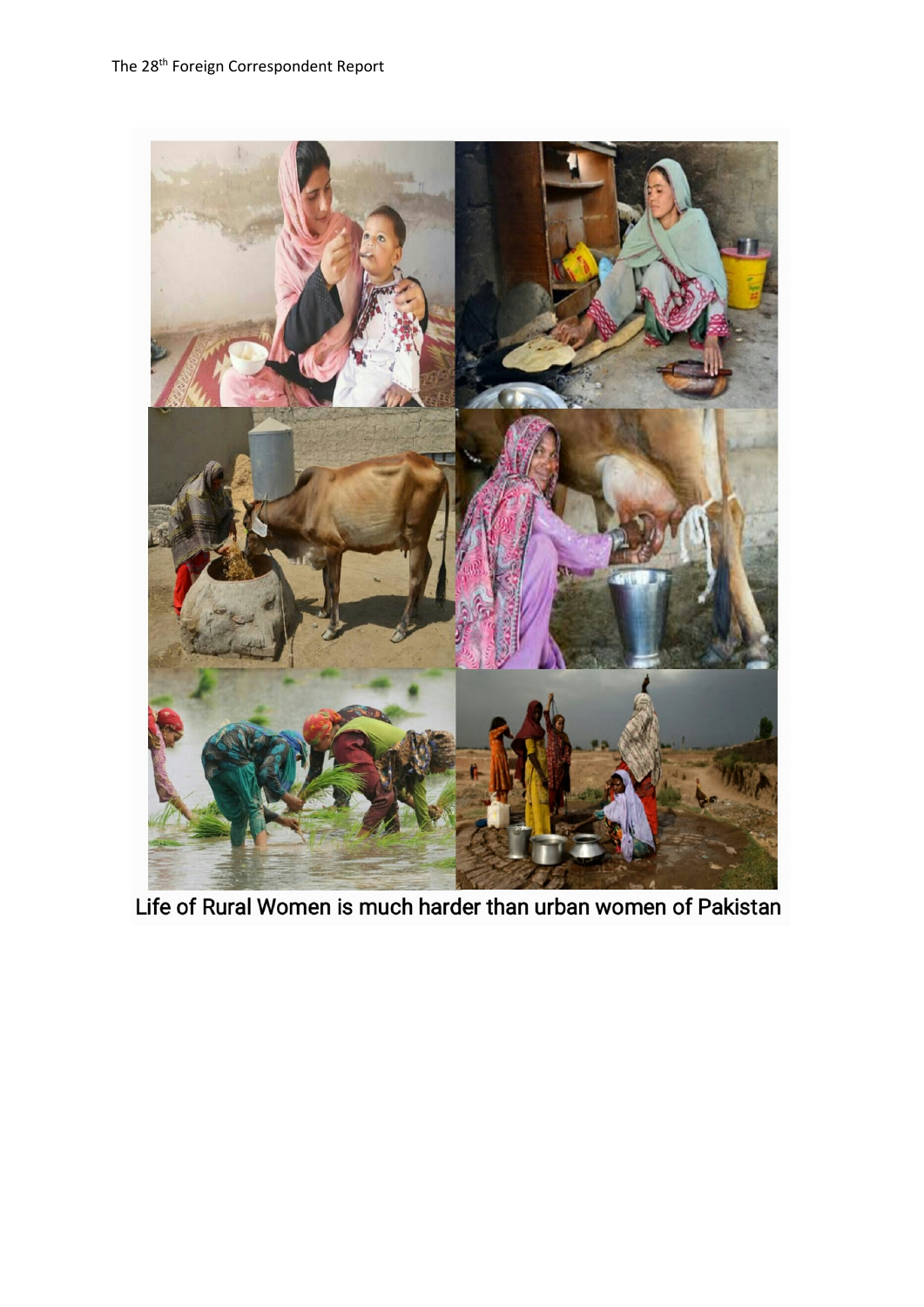Life of Rural Women is much harder than urban women of Pakistan